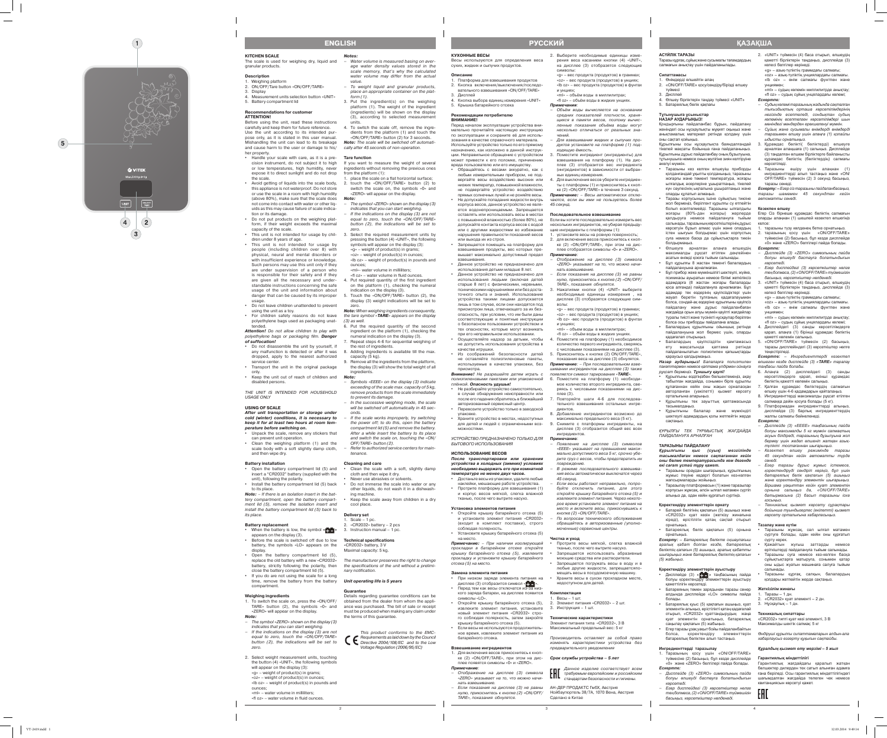# ENGLISH

## KITCHEN SCALE

The scale is used for weighing dry, liquid and granular products.

### Description

1. Weighing platform
2. ON/OFF/Tare button «ON/OFF/TARE»
3. Display
4. Measurement units selection button «UNIT»
5. Battery compartment lid

### Recommendations for customer

**ATTENTION!**

Before using the unit, read these instructions carefully and keep them for future reference.

Use the unit according to its intended purpose only, as it is stated in this user manual. Mishandling the unit can lead to its breakage and cause harm to the user or damage to his/her property.

- Handle your scale with care, as it is a precision instrument, do not subject it to high or low temperatures, high humidity, never expose it to direct sunlight and do not drop the scale.
- Avoid getting of liquids into the scale body, this appliance is not waterproof. Do not store or use the scale in a room with high humidity (above 80%), make sure that the scale does not come into contact with water or other liquids as this may cause failure of scale indication or its damage.
- Do not put products on the weighing platform, if their weight exceeds the maximal capacity of the scale.
- This unit is not intended for usage by children under 8 years of age.
- This unit is not intended for usage by people (including children over 8) with physical, neural and mental disorders or with insufficient experience or knowledge. Such persons may use this unit only if they are under supervision of a person who is responsible for their safety and if they are given all the necessary and understandable instructions concerning the safe usage of the unit and information about danger that can be caused by its improper usage.
- Do not leave children unattended to prevent using the unit as a toy.
- For children safety reasons do not leave polyethylene bags used as packaging unattended.

***Attention!** Do not allow children to play with polyethylene bags or packaging film.* ***Danger of suffocation!***

- Do not disassemble the unit by yourself, if any malfunction is detected or after it was dropped, apply to the nearest authorized service center.
- Transport the unit in the original package only.
- Keep the unit out of reach of children and disabled persons.

*THE UNIT IS INTENDED FOR HOUSEHOLD USAGE ONLY*

### USING OF SCALE

***After unit transportation or storage under cold (winter) conditions, it is necessary to keep it for at least two hours at room temperature before switching on.***

- Unpack the scale, remove any stickers that can prevent unit operation.
- Clean the weighing platform (1) and the scale body with a soft slightly damp cloth, and then wipe dry.

### Battery installation

- Open the battery compartment lid (5) and insert a "CR2032" battery (supplied with the unit), following the polarity.
- Install the battery compartment lid (5) back to its place.

*Note: – If there is an isolation insert in the battery compartment, open the battery compartment lid (5), remove the isolation insert and install the battery compartment lid (5) back to its place.*

### Battery replacement

- When the battery is low, the symbol «▪▪▪» appears on the display (3).
- Before the scale is switched off due to low battery, the symbols «LO» appears on the display.
- Open the battery compartment lid (5), replace the old battery with a new «CR2032» battery, strictly following the polarity, then close the battery compartment lid (5).
- If you do are not using the scale for a long time, remove the battery from the battery compartment.

### Weighing ingredients

1. To switch the scale on, press the «ON/OFF/TARE» button (2), the symbols «0» and «ZERO» will appear on the display.

***Note:***

*– The symbol «ZERO» shown on the display (3) indicates that you can start weighing.*
*– If the indications on the display (3) are not equal to zero, touch the «ON/OFF/TARE» button (2), the indications will be set to zero.*

2. Select weight measurement units, touching the button (4) «UNIT», the following symbols will appear on the display (3):
«g» – weight of product(s) in grams;
«oz» – weight of product(s) in ounces;
«lb oz» – weight of product(s) in pounds and ounces;
«ml» – water volume in milliliters;
«fl oz» – water volume in fluid ounces.

***Notes:***

*– Water volume is measured basing on average water density values stored in the scale memory, that's why the calculated water volume may differ from the actual value.*
*– To weight liquid and granular products, place an appropriate container on the platform (1).*

3. Put the ingredient(s) on the weighing platform (1). The weight of the ingredient (ingredients) will be shown on the display (3), according to selected measurement units.
4. To switch the scale off, remove the ingredients from the platform (1) and touch the «ON/OFF/TARE» button (2) for 3 seconds.

***Note:*** *The scale will be switched off automatically after 45 seconds of non-operation.*

### Tare function

If you want to measure the weight of several ingredients without removing the previous ones from the platform (1):

1. place the scale on a flat horizontal surface;
2. touch the «ON/OFF/TARE» button (2) to switch the scale on, the symbols «0» and «ZERO» will appear on the display.

***Note:***

*– The symbol «ZERO» shown on the display (3) indicates that you can start weighing.*
*– If the indications on the display (3) are not equal to zero, touch the «ON/OFF/TARE» button (2), the indications will be set to zero.*

3. Select the required measurement units by pressing the button (4) «UNIT», the following symbols will appear on the display (3):
«g» – weight of product(s) in grams;
«oz» – weight of product(s) in ounces;
«lb oz» – weight of product(s) in pounds and ounces;
«fl oz» – water volume in fluid ounces.
4. Put required quantity of the first ingredient on the platform (1), checking the numeral indication on the display (3).
5. Touch the «ON/OFF/TARE» button (2), the display (3) weight indications will be set to zero.

***Note:*** *When weighing ingredients consequently, the tare symbol «TARE» appears on the display (3) as well.*

6. Put the required quantity of the second ingredient on the platform (1), checking the numeral indication on the display (3).
7. Repeat steps 4-6 for sequential weighing of the rest of ingredients.
8. Adding ingredients is available till the max. capacity (5 kg).
9. Remove all the ingredients from the platform, the display (3) will show the total weight of all ingredients.

***Note:***

*– Symbols «EEEE» on the display (3) indicate exceeding of the scale max. capacity of 5 kg, remove products from the scale immediately to prevent its damage.*
*– In the successive weighing mode, the scale will be switched off automatically in 45 seconds.*
*– If the scale works improperly, try switching the power off; to do this, open the battery compartment lid (5) and remove the battery. After a while insert the battery to its place and switch the scale on, touching the «ON/OFF/TARE» button (2).*
*– Refer to authorized service centers for maintenance.*

### Cleaning and care

- Clean the scale with a soft, slightly damp cloth and then wipe it dry.
- Never use abrasives or solvents.
- Do not immerse the scale into water or any other liquids, do not wash it in a dishwashing machine.
- Keep the scale away from children in a dry cool place.

### Delivery set

1. Scale – 1 pc.
2. «CR2032» battery – 2 pcs
3. Instruction manual – 1 pc.

### Technical specifications

«CR2032» battery, 3 V
Maximal capacity: 5 kg.

*The manufacturer preserves the right to change the specifications of the unit without a preliminary notification.*

***Unit operating life is 5 years***

### Guarantee

Details regarding guarantee conditions can be obtained from the dealer from whom the appliance was purchased. The bill of sale or receipt must be produced when making any claim under the terms of this guarantee.

*This product conforms to the EMC-Requirements as laid down by the Council Directive 2004/108/EC and to the Low Voltage Regulation (2006/95/EC)*

# РУССКИЙ

## КУХОННЫЕ ВЕСЫ

Весы используются для определения веса сухих, жидких и сыпучих продуктов.

### Описание

1. Платформа для взвешивания продуктов
2. Кнопка включения/выключения/последовательного взвешивания «ON/OFF/TARE»
3. Дисплей
4. Кнопка выбора единиц измерения «UNIT»
5. Крышка батарейного отсека

### Рекомендации потребителю

**ВНИМАНИЕ!**

Перед началом эксплуатации устройства внимательно прочитайте настоящую инструкцию по эксплуатации и сохраните её для использования в качестве справочного материала.

Используйте устройство только по его прямому назначению, как изложено в данной инструкции. Неправильное обращение с устройством может привести к его поломке, причинению вреда пользователю или его имуществу.

- Обращайтесь с весами аккуратно, как с любым измерительным прибором, не подвергайте устройство воздействию низких или высоких температур, повышенной влажности, не подвергайте устройство воздействию прямых солнечных лучей и не роняйте весы.
- Не допускайте попадания жидкости внутрь корпуса весов, данное устройство не является водонепроницаемым. Запрещается оставлять или использовать весы в местах с повышенной влажностью (более 80%), не допускайте контакта корпуса весов с водой или с другими жидкостями во избежание нарушения правильности показаний весов или выхода их из строя.
- Запрещается помещать на платформу для взвешивания продукты, вес которых превышает максимально допустимый предел взвешивания.
- Данное устройство не предназначено для использования детьми младше 8 лет.
- Данное устройство не предназначено для использования людьми (включая детей старше 8 лет) с физическими, нервными, психическими нарушениями или без достаточного опыта и знаний. Использование устройства такими лицами допускается лишь в том случае, если они находятся под присмотром лица, отвечающего за их безопасность, при условии, что им были даны соответствующие и понятные инструкции о безопасном пользовании устройством и тех опасностях, которые могут возникать при его неправильном использовании.
- Осуществляйте надзор за детьми, чтобы не допустить использования устройства в качестве игрушки.
- Из соображений безопасности детей не оставляйте полиэтиленовые пакеты, используемые в качестве упаковки, без присмотра.

***Внимание!** Не разрешайте детям играть с полиэтиленовыми пакетами или упаковочной плёнкой.* ***Опасность удушья!***

- Не разбирайте устройство самостоятельно, в случае обнаружения неисправности или после его падения обратитесь в ближайший авторизованный сервисный центр.
- Перевозите устройство только в заводской упаковке.
- Храните устройство в местах, недоступных для детей и людей с ограниченными возможностями.

*УСТРОЙСТВО ПРЕДНАЗНАЧЕНО ТОЛЬКО ДЛЯ БЫТОВОГО ИСПОЛЬЗОВАНИЯ*

### ИСПОЛЬЗОВАНИЕ ВЕСОВ

***После транспортировки или хранения устройства в холодных (зимних) условиях необходимо выдержать его при комнатной температуре не менее двух часов.***

- Достаньте весы из упаковки, удалите любые наклейки, мешающие работе устройства.
- Протрите платформу для взвешивания (1) и корпус весов мягкой, слегка влажной тканью, после чего вытрите насухо.

### Установка элемента питания

- Откройте крышку батарейного отсека (5) и установите элемент питания «CR2032» (входит в комплект поставки), строго соблюдая полярность.
- Установите крышку батарейного отсека (5) на место.

*Примечание: – При наличии изолирующей прокладки в батарейном отсеке откройте крышку батарейного отсека (5), извлеките прокладку и установите крышку батарейного отсека (5) на место.*

### Замена элемента питания

- При низком заряде элемента питания на дисплее (3) отобразится символ «▪▪▪».
- Перед тем как весы отключатся из-за низкого заряда батареи, на дисплее появятся символы «LO».
- Откройте крышку батарейного отсека (5), извлеките элемент питания, установите новый элемент питания «CR2032» строго соблюдая полярность, затем закройте крышку батарейного отсека (5).
- Если весы не используются продолжительное время, извлеките элемент питания из батарейного отсека.

### Взвешивание ингредиентов

1. Для включения весов прикоснитесь к кнопке (2) «ON/OFF/TARE», при этом на дисплее появятся символы «0» и «ZERO».

***Примечание:***

*– Отображение на дисплее (3) символа «ZERO» указывает на то, что можно начинать взвешивание.*
*– Если показания на дисплее (3) не равны нулю, прикоснитесь к кнопке (2) «ON/OFF/TARE», показания обнулятся.*

2. Выберите необходимые единицы измерения веса касанием кнопки (4) «UNIT», на дисплее (3) отобразятся следующие символы:
«g» – вес продукта (продуктов) в граммах;
«oz» – вес продукта (продуктов) в унциях;
«lb oz» – вес продукта (продуктов) в фунтах и унциях;
«ml» – объём воды в миллилитрах;
«fl oz» – объём воды в жидких унциях.

***Примечания:***

*– Объём воды вычисляется на основании средних показателей плотности, хранящихся в памяти весов, поэтому вычисленные показания объёма воды могут несколько отличаться от реальных значений.*
*– Для взвешивания жидких и сыпучих продуктов установите на платформу (1) подходящую ёмкость.*

3. Поместите ингредиент (ингредиенты) для взвешивания на платформу (1). На дисплее (3) отобразится вес ингредиента (ингредиентов) в зависимости от выбранных единиц измерения.
4. Для выключения весов уберите ингредиенты с платформы (1) и прикоснитесь к кнопке (2) «ON/OFF/TARE» в течение 3 секунд.

***Примечание:*** *– Весы автоматически отключаются, если вы ими не пользуетесь более 45 секунд.*

### Последовательное взвешивание

Если вы хотите последовательно измерить вес нескольких ингредиентов, не убирая предыдущие ингредиенты с платформы (1):

1. установите весы на ровную поверхность;
2. для включения весов прикоснитесь к кнопке (2) «ON/OFF/TARE», при этом на дисплее отобразятся символы «0» и «ZERO».

***Примечание:***

*– Отображение на дисплее (3) символа «ZERO» указывает на то, что можно начинать взвешивание.*
*– Если показания на дисплее (3) не равны нулю, прикоснитесь к кнопке (2) «ON/OFF/TARE», показания обнулятся.*

3. Нажатиями кнопки (4) «UNIT» выберите необходимые единицы измерения, на дисплее (3) отобразятся следующие символы:
«g» – вес продукта (продуктов) в граммах;
«oz» – вес продукта (продуктов) в унциях;
«lb oz» – вес продукта (продуктов) в фунтах и унциях;
«ml» – объём воды в миллилитрах;
«fl oz» – объём воды в жидких унциях.
4. Поместите на платформу (1) необходимое количество первого ингредиента, сверяясь с числовыми показаниями на дисплее (3).
5. Прикоснитесь к кнопке (2) «ON/OFF/TARE», показания веса на дисплее (3) обнулятся.

***Примечание:*** *– При последовательном взвешивании ингредиентов на дисплее (3) также появляется символ тарирования «TARE».*

6. Поместите на платформу (1) необходимое количество второго ингредиента, сверяясь с числовыми показаниями на дисплее (3).
7. Повторяйте шаги 4-6 для последовательного взвешивания остальных ингредиентов.
8. Добавление ингредиентов возможно до максимально предельного веса (5 кг).
9. Снимите с платформы ингредиенты, на дисплее (3) отобразится общий вес всех ингредиентов.

***Примечание:***

*– Появление на дисплее (3) символов «EEEE» указывает на превышение максимально допустимого веса 5 кг, срочно уберите груз с весов, чтобы предотвратить их повреждение.*
*– В режиме последовательного взвешивания весы автоматически выключатся через 45 секунд.*
*– Если весы работают неправильно, попробуйте отключить питание, для этого откройте крышку батарейного отсека (5) и извлеките элемент питания. Через некоторое время установите элемент питания на место и включите весы, прикоснувшись к кнопке (2) «ON/OFF/TARE».*
*– По вопросам технического обслуживания обращайтесь в авторизованные (уполномоченные) сервисные центры.*

### Чистка и уход

- Протрите весы мягкой, слегка влажной тканью, после чего вытрите насухо.
- Запрещается использовать абразивные моющие средства или растворители.
- Запрещается погружать весы в воду и в любые другие жидкости, запрещается помещать весы в посудомоечную машину.
- Храните весы в сухом прохладном месте, недоступном для детей.

### Комплектация

1. Весы – 1 шт.
2. Элемент питания «CR2032» – 2 шт.
3. Инструкция – 1 шт.

### Технические характеристики

Элемент питания типа «CR2032», 3 В
Максимальный предельный вес: 5 кг

*Производитель оставляет за собой право изменять характеристики устройства без предварительного уведомления*

***Срок службы устройства – 5 лет***

*Данное изделие соответствует всем требуемым европейским и российским стандартам безопасности и гигиены.*

АН-ДЕР ПРОДАКТС ГмбХ, Австрия
Нойбаугюртель 38/7А, 1070 Вена, Австрия
Сделано в Китае

# ҚАЗАҚША

## АСҮЙЛІК ТАРАЗЫ

Таразы құрғақ, сұйық және сусымалы тағамдардың салмағын анықтау үшін пайдаланылады.

### Сипаттамасы

1. Өнімдерді өлшейтін алаң
2. «ON/OFF/TARE» қосу/сөндіру/бірізді өлшеу түймесі
3. Дисплей
4. Өлшеу бірліктерін таңдау түймесі «UNIT»
5. Батареялық бөлік қақпағы

### Тұтынушыға ұсыныстар

**НАЗАР АУДАРЫҢЫЗ!**

Құрылғыны пайдаланбас бұрын, пайдалану жөніндегі осы нұсқаулықты мұқият оқыңыз және анықтамалық материал ретінде қолдану үшін оны сақтап қойыңыз.

Құрылғыны осы нұсқаулықта баяндалғандай тікелей мақсаты бойынша ғана пайдаланыңыз. Құрылғыны дұрыс пайдаланбау оның бұзылуына, тұтынушыға немесе оның мүлігіне зиян келтіруіне әкелуі мүмкін.

- Таразыны кез келген өлшеуіш приборды қолданғандай ұқыпты қолданыңыз, таразыны жоғары және төменгі температура, жоғары ылғалдық әсерлеріне ұшыратпаңыз, тікелей күн сәулесінің ықпалына ұшыратпаңыз және оларды құлатып алмаңыз.
- Таразы корпусының ішіне сұйықтың тиюіне жол бермеңіз, берілгент құрылғы су өтпейтін болып есептелмейді. Таразыны ылғалдығы жоғары (80%-дан жоғары) жерлерде қалдыруға немесе пайдалануға тыйым салынады, таразының көрсеткіштерінің дұрыс көрсетуінің бұзыл алмас үшін және олардың істен шығуын болдырмас үшін таразы корпусының суға немесе басқа да сұйықтықтарға тиюін болдырмаңыз.
- Өлшеуге арналған алаңға өлшенудің максималды рұқсат етілген деңгейінен асатын өнімді қоюға тыйым салынады.
- Бұл құрылғы 8 жастан төменгі балалардың пайдалануына арналмаған.
- Бұл прибор жеке мүмкіндіктері шектеулі, жүйке, психикасы ауытқыған немесе білімі жеткіліксіз адамдарға (8 жастан жоғары балаларды қоса алғанда) пайдалануға арналмаған. Бұл адамдар тек өздерінің қауіпсіздігі үшін жауап беретін тұлғаның қадағалауымен болса, сондай-ақ өздеріне құрылғыны қауіпсіз пайдалану және дұрыс пайдаланбаған жағдайда орын алуы мүмкін қауіпті жағдайлар туралы тиісті және түсінікті нұсқаулар берілген жағдайда ғана осы приборды пайдалана алады.
- Балалардың құрылғыны ойыншық ретінде пайдалануына жол бермеу үшін, оларды қадағалап отырыңыз.
- Балалардың қауіпсіздігін қамтамасыз ету мақсатында қаптама ретінде пайдаланылатын полиэтилен қапшықтарды қараусыз қалдырмаңыз.

***Назар аударыңыз!** Балаларға полиэтилен пакеттермен немесе қаптама үлдірмен ойнауға рұқсат бермеңіз.* ***Тұншығу қаупі!***

- Құрылғыны өздігіңізбен бөлшектемеңіз, ақау табылған жағдайда, сонымен бірге құрылғы құлағаннан кейін оны жақын орналасқан авторланған (уәкілетті) қызмет көрсету орталығына апарыңыз.
- Құрылғыны тек зауыттық қаптамасында тасымалдаңыз.
- Құрылғыны балалар және мүмкіндігі шектеулі адамдардың қолы жетпейтін жерде сақтаңыз.

*ҚҰРЫЛҒЫ ТЕК ТҰРМЫСТЫҚ ЖАҒДАЙДА ПАЙДАЛАНУҒА АРНАЛҒАН*

### ТАРАЗЫНЫ ПАЙДАЛАНУ

***Құрылғыны қыс (суық) мезгілінде тасымалдаған немесе сақтағаннан кейін оны бөлме температурасында кем дегенде екі сағат ұстап тұру қажет.***

- Таразыны орамдан шығарыңыз, құрылғының жұмыс істеуіне кедергі болатын кез-келген жапсырмаларды жойыңыз.
- Таразыны платформасын (1) және таразылар корпусын жұмсақ, өзін ылғал матамен сүртіп алыңыз, одан кейін құрғатып сүртіңіз.

### Қоректендіру элементтерін орнату

- Батарей бөлігінің қақпағын (5) ашыңыз және «CR2032» қуат көзін (жеткізу жиынына кіреді), ерістілігін қатаң сақтай отырып орнатыңыз.
- Батареялық бөлік қақпағын (5) орнына орнатыңыз.

*Ескерту: – Батареялық бөлікте оқшаулағыш аралық қабат болған кезде, батареялық бөліктің қақпағын (5) ашыңыз, аралық қабатты шығарыңыз және батареялық бөліктің қақпағын (5) жабыңыз.*

### Қоректендіру элементтерін ауыстыру

- Дисплейде (3) «▪▪▪» таңбасының пайда болуы қоректендіру элементтерін ауыстыру қажеттілігін көрсетеді.
- Батареяның төмен зарядынан таразы сөнер алдында дисплейде «LO» символы пайда болады.
- Батареялық бөліктің (5) қақпағын ашыңыз, қуат элементін алыңыз, ерістілікті қатаң қадағалай отырып, «CR2032» қуаттандырудың жаңа қуат элементін орнатыңыз, батареялық саңылау қақпағын (5) жабыңыз.
- Егер таразы ұзақ уақыт бойы пайдаланбайтын болса, қоректендіру элементтерін батареялық бөліктен алып тастаңыз.

### Ингредиенттерді таразылау

1. Таразыны қосу үшін «ON/OFF/TARE» түймесіне (2) басыңыз, бұл кезде дисплейде «0» және «ZERO» белгілері пайда болады.

***Ескертпе:***

*– Дисплейде (3) «ZERO» символының пайда болуы өлшеуді бастауға болатындығын көрсетеді.*
*– Егер дисплейдегі (3) көрсеткіштер нөлге тең болмаса, (2) «ON/OFF/TARE» түймесін басыңыз, көрсеткіштер нөлденеді.*

2. «UNIT» түймесін (4) баса отырып, өлшеудің қажетті бірліктерін таңдаңыз, дисплейде (3) келесі белгілер көрінеді:
«g» – азық-түліктің граммдағы салмағы;
«oz» – азық-түліктің унциялардағы салмағы.
«lb oz» – өнім салмағы фунттен және унциямен;
«ml» – судың көлемін миллилитрде анықтау;
«fl oz» – судың сұйық унциялардағы көлемі;

***Ескертпе:***

*– Судың көлемі таразының жадында сақталған тығыздықтың орташа көрсеткіштерінің негізінде есептеледі, сондықтан судың көлемінің есептелген көрсеткіштері шын мәнндегі мәндерден ерекшеленуі мүмкін.*
*– Сұйық және сусымалы өнімдердің өнімдерді таразымен өлшеу үшін алаңға (1) қолайлы ыдысты орнатыңыз.*

3. Құрамдас бөлікті (бөліктерді) өлшеуге арналған алаңшаға (1) салыңыз. Дисплейде (3) таңдалған өлшем бірліктерге байланысты құрамдас бөліктің (бөліктердің) салмағы көрсетіледі.
4. Таразыны өшіру үшін алаңнан (1) ингредиенттерді алып тастаңыз және «ON/OFF/TARE» түймесін (2) 3 секунд басыңыз.

***Ескерту:*** *– Егер сіз таразыны пайдаланбасаңыз, таразы шамамен 45 секундтан кейін автоматты сөнеді.*

### Кезекпен өлшеу

Егер Сіз бірнеше құрамдас бөліктің салмағын оларды алаңнан (1) шешпей кезекпен өлшегіңіз келсе:

1. Таразыны түзу келденең бетке орнатыңыз.
2. таразыны қосу үшін «ON/OFF/TARE» түймесіне (2) басыңыз, бұл кезде дисплейде «0» және «ZERO» белгілері пайда болады.

***Ескертпе:***

*– Дисплейде (3) «ZERO» символының пайда болуы өлшеуді бастауға болатындығын көрсетеді.*
*– Егер дисплейдегі (3) көрсеткіштер нөлге тең болмаса, (2) «ON/OFF/TARE» түймесін басыңыз, көрсеткіштер нөлденеді.*

3. «UNIT» түймесін (4) баса отырып, өлшеудің қажетті бірліктерін таңдаңыз, дисплейде (3) келесі белгілер көрінеді:
«g» – азық-түліктің граммдағы салмағы;
«oz» – азық-түліктің унциялардағы салмағы.
«lb oz» – өнім салмағы фунттен және унциямен;
«ml» – судың көлемін миллилитрде анықтау;
«fl oz» – судың сұйық унциялардағы көлемі.
4. Дисплейдегі (3) санды көрсеткіштерге қарап, алаңға (1) бірінші құрамдас бөліктің қажетті көлемін салыңыз.
5. «ON/OFF/TARE» түймесін (2) басыңыз, таразы дисплейіндегі (3) көрсеткіштер нөлге теңестіріледі.

***Ескертпе:*** *– Ингредиенттерді кезектеп өлшеген кезде дисплейде (3) «TARE» тарамау таңбасы пайда болады.*

6. Алаңға (2) дисплейдегі (3) санды көрсеткіштерге қарап, екінші құрамдас бөліктің қажетті көлемін салыңыз.
7. Қалған құрамдас бөліктердің салмағын кезекпен өлшеу үшін 4-6 қадамдарын қайталаңыз.
8. Ингредиенттерді максималды рұқсат етілген салмаққа дейін қосуға болады (5 кг).
9. Платформадан ингредиенттерді алыңыз, дисплейде (3) барлық ингредиенттердің жалпы салмағы бейнеленеді.

***Ескертпе:***

*– Дисплейде (3) «EEEE» таңбасының пайда болуы максималды 5 кг мүмкін салмақтың асуын білдіреді, таразының бұзылуына жол бермеу үшін жедел өлшеніп жатқан азық-түлікті поставтан шығарыңыз.*
*– Кезектеп өлшеу режимінде таразы 45 секундтан кейін автоматты түрде сөнеді.*
*– Егер таразы дұрыс жұмыс істемесе, қоректендіруді өшіріп көріңіз, бұл үшін батареялық бөлік қақпағын (5) ашыңыз және қоректендіру элементін шығарыңыз. Біршама уақыттан кейін қуат элементін орнына салыңыз да, «ON/OFF/TARE» батырмасына (2) басып таразыны іске қосыңыз.*
*– Техникалық қызмет көрсету сұрақтары бойынша туындылергізес (өкілетті) қызмет көрсету орталығына хабарласыңыз.*

### Тазалау және күтім

- Таразыны жұмсақ, сәл ылғал матамен сүртуге болады, одан кейін оны құрғатып сүрту керек.
- Қажайтын жуғыш заттарды немесе еріткіштерді пайдалануға тыйым салынады.
- Таразыны суға немесе кез-келген басқа сұйықтықтарға матыруға, сонымен қатар оны ыдыс жуғыш машинада салуға тыйым салынады.
- Таразыны құрғақ, салқын, балалардың қолдары жетпейтін жерде сақтаңыз.

### Жеткізілім жинағы

1. Таразы – 1 дн.
2. «CR2032» қуат элементі – 2 дн.
3. Нұсқаулық – 1 дн.

### Техникалық сипаттары

«CR2032» типті қуат көзі элементі, 3 В
Максималды шекті салмақ: 5 кг

*Өндіруші құрылғы сипаттамаларын алдын-ала хабарлаусыз өзгерту құқығын сақтайды.*

***Құралдың қызмет ету мерзімі – 5 жыл***

### Гарантиялық міндеттілігі

Гарантиялық жағдайдағы қаралып жатқан бөлшектер дилерден тек сатып алынған адамға ғана беріледі. Осы гарантиялық міндеттілігіндегі шағымдалған жағдайда төленген чек немесе квитанцияны көрсетуі қажет.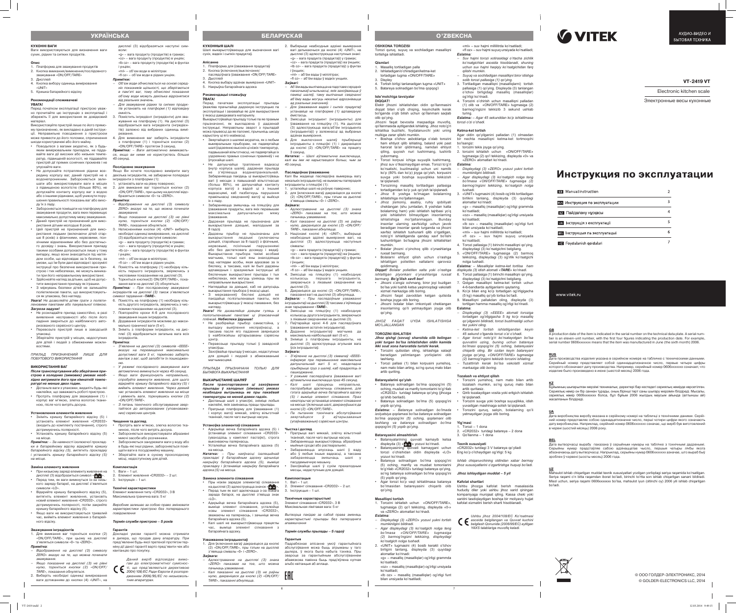## УКРАЇНСЬКА

### КУХОННІ ВАГИ

Ваги використовуються для визначення ваги сухих, рідких та сипких продуктів.

### Опис

1. Платформа для зважування продуктів
2. Кнопка вмикання/вимикнення/послідовного зважування «ON/OFF/TARE»
3. Дисплей
4. Кнопка вибору одиниць вимірювання «UNIT»
5. Кришка батарейного відсіку

### Рекомендації споживачеві

**УВАГА!**

Перед початком експлуатації пристрою уважно прочитайте цю інструкцію з експлуатації і збережіть її для використання як довідковий матеріал.

Використовуйте пристрій лише по його прямому призначенню, як викладено в даній інструкції. Неправильне поводження з пристроєм може привести до його поломки, спричинення шкоди користувачеві або його майну.

- Поводьтеся з вагами акуратно, як з будь-яким вимірювальним приладом, не піддавайте ваги дії високих або низьких температур, підвищеної вологості, не піддавайте пристрій дії прямих сонячних променів і не упускайте ваги.
- Не допускайте потрапляння рідини всередину корпусу ваг; даний пристрій не є водонепроникним. Забороняється залишати або використовувати ваги в місцях з підвищеною вологістю (більше 80%), не допускайте контакту корпусу ваг з водою або з іншими рідинами, щоб уникнути порушення правильності показань ваг або виходу їх з ладу.
- Забороняється поміщати на платформу для зважування продукти, вага яких перевищує максимально допустиму межу зважування.
- Даний пристрій не призначений для використання дітьми до 8 років.
- Цей пристрій не призначений для використання людьми (включаючи дітей старше 8 років) з фізичними, нервовими, психічними відхиленнями або без достатнього досвіду і знань. Використання приладу такими особами допускається лише у тому випадку, якщо вони знаходяться під наглядом особи, що відповідає за їх безпеку, за умови, що їм були дані відповідні і зрозумілі інструкції про безпечне використання пристрою і тих небезпеках, які можуть виникати при його неправильному використанні.
- Здійснюйте нагляд за дітьми, щоб не допустити використання приладу як іграшки.
- З міркувань безпеки дітей не залишайте поліетиленові пакети, що використовуються як упаковка, без нагляду.

*Увага! Не дозволяйте дітям гратися з поліетиленовими пакетами або пакувальною плівкою. Загроза задухи!*

- Не розкладайте прилад самостійно, в разі виявлення несправності або після його падіння зверніться до найближчого авторизованого сервісного центру.
- Перевозьте пристрій лише в заводській упаковці.
- Зберігайте пристрій у місцях, недоступних для дітей і людей з обмеженими можливостями.

*ПРИЛАД ПРИЗНАЧЕНИЙ ЛИШЕ ДЛЯ ПОБУТОВОГО ВИКОРИСТАННЯ*

### ВИКОРИСТАННЯ ВАГ

***Після транспортування або зберігання пристрою в холодних (зимових) умовах необхідно витримати його при кімнатній температурі не менше двох годин.***

- Дістаньте ваги з упаковки, видаліть будь-які наклейки, що заважають роботі пристрою.
- Протріть платформу для зважування (1) і корпус ваги м'якою, злегка вологою тканиною, після чого витріть досуха.

### Установлення елементів живлення

- Зніміть кришку батарейного відсіку (5) і установіть елемент живлення «CR2032» (входить до комплекту постачання), строго дотримуючись полярності.
- Установіть кришку батарейного відсіку (5) на місце.

*Примітка: – За наявності ізоляційної прокладки в батарейному відсіку відкрийте кришку батарейного відсіку (5), витягніть прокладку і установіть кришку батарейного відсіку (5) на місце.*

### Заміна елементу живлення

- При низькому заряді елементу живлення на дисплеї (3) відображається символ «▭».
- Перед тим, як ваги вимкнуться із-за низького заряду батареї, на дисплеї з'являється символ «LO».
- Відкрийте кришку батарейного відсіку (5), витягніть елемент живлення, установіть новий елемент живлення «CR2032», строго дотримуючись полярності, потім закрийте кришку батарейного відсіку (5).
- Якщо ваги не використовуються тривалий час, вийміть елемент живлення з батарейного відсіку.

### Зважування інгредієнтів

1. Для вмикання ваг торкніться кнопки (2) «ON/OFF/TARE», при цьому на дисплеї з'явиться символи «0» та «ZERO».

*Примітка:*
– *Відображення на дисплеї (3) символу ZERO» вказує на те, що можна починати зважування.*
– *Якщо показання на дисплеї (3) не рівні нулю, торкніться кнопки (2) «ON/OFF/TARE», показання обнуляться.*

2. Виберіть необхідні одиниці вимірювання ваги дотиканням до кнопки (4) «UNIT», на дисплеї (3) відображаться наступні символи:
«g» – вага продукту (продуктів) в грамах;
«oz» – вага продукту (продуктів) в унціях;
«lb oz» – вага продукту (продуктів) в фунтах і унціях;
«ml» – об'єм води в мілілітрах
«fl oz» – об'єм води в рідких унціях.

*Примітки:*
– *Об'єм води обчислюється на основі середніх показників щільності, що зберігаються в пам'яті ваг, тому обчислені показання об'єму води можуть дещо відрізнятися від реальних значень.*
– *Для зважування рідких та сипких продуктів установіть на платформу (1) відповідну ємність.*

3. Помістіть інгредієнт (інгредієнти) для зважування на платформу (1). На дисплеї (3) відобразиться вага інгредієнта (інгредієнтів) залежно від вибраних одиниць вимірювання.
4. Для вимикнення ваг заберіть інгредієнти з платформи (1) і торкніться кнопки (2) «ON/OFF/TARE» протягом 3 секунд.

*Примітка: – Ваги автоматично вимикаються, якщо ви ними не користуєтесь більше 45 секунд.*

### Послідовне зважування

Якщо Ви бажаєте послідовно виміряти вагу декількох інгредієнтів, не забираючи попередні інгредієнти з платформи (1):

1. установіть ваги на рівну поверхню;
2. для вмикання ваг торкніться кнопки (2) «ON/OFF/TARE», при цьому на дисплеї відобразяться символи «0» та «ZERO».

*Примітка:*
– *Відображення на дисплеї (3) символу ZERO вказує на те, що можна починати зважування.*
– *Якщо показання на дисплеї (3) не рівні нулю, торкніться кнопки (2) «ON/OFF/TARE», показання обнуляться.*

3. Натисненнями кнопки (4) «UNIT» виберіть необхідні одиниці вимірювання, на дисплеї (3) відобразяться наступні символи:
«g» – вага продукту (продуктів) в грамах;
«oz» – вага продукту (продуктів) в унціях;
«lb oz» – вага продукту (продуктів) в фунтах і унціях;
«ml» – об'єм води в мілілітрах;
«fl oz» – об'єм води в рідких унціях.
4. Помістіть на платформу (1) необхідну кількість першого інгредієнта, звіряючись з числовими показаннями на дисплеї (3).
5. Торкніться кнопки(2) ON/OFF/TARE», показання ваги на дисплеї (3) обнуляться.

*Примітка: – При послідовному зважуванні інгредієнтів на дисплеї (3) також з'являється символ тарування «TARE».*

6. Помістіть на платформу (1) необхідну кількість другого інгредієнта, звіряючись з числовими показаннями на дисплеї (3).
7. Повторюйте кроки 4-6 для послідовного зважування інших інгредієнтів.
8. Додавання інгредієнтів можливе до максимальної граничної ваги (5 кг).
9. Зніміть з платформи інгредієнти, на дисплеї (3) відобразиться загальна вага всіх інгредієнтів.

*Примітка:*
– *З'явлення на дисплеї (3) символів «EEEE» вказує на перевищення максимально допустимої ваги 5 кг, терміново заберіть вантаж з ваг, щоб запобігти їх пошкодженню.*
– *У режимі послідовного зважування ваги автоматично вимкнуться через 45 секунд.*
– *Якщо ваги функціонують неправильно, спробуйте вимкнути живлення, для цього відкрийте кришку батарейного відсіку (5) і вийміть елемент живлення. Через деякий час установіть елемент живлення на місце і увімкніть ваги, торкнувшись кнопки (2) «ON/OFF/TARE».*
– *З питань технічного обслуговування звертайтеся до авторизованих (уповноважених) сервісних центрів.*

### Чищення та догляд

- Протріть ваги м'якою, злегка вологою тканиною, після чого витріть досуха.
- Забороняється використовувати абразивні миючі засоби або розчинники.
- Забороняється занурювати ваги у воду або в будь-які інші рідини, забороняється поміщати ваги в посудомийну машину.
- Зберігайте ваги в сухому прохолодному місці, недоступному для дітей.

### Комплектація

1. Ваги – 1 шт.
2. Елемент живлення «CR2032» – 2 шт.
3. Інструкція – 1 шт.

### Технічні характеристики

Елемент живлення типу «CR2032», 3 В
Максимальна гранична вага: 5 кг

*Виробник залишає за собою право змінювати характеристики пристрою без попереднього повідомлення*

***Термін служби пристрою – 5 років***

### Гарантія

Докладні умови гарантії можна отримати в дилера, що продав дану апаратуру. При пред'явленні будь-якої претензії протягом терміну дії даної гарантії варто пред'явити чек або квитанцію про покупку.

*Даний виріб відповідає вимогам до електромагнітної сумісності, що пред'являються директивою 2004/108/ЄС Ради Європи і розпорядженням 2006/95/ЕС по низьковольтних апаратах.*

## БЕЛАРУСКАЯ

### КУХОННЫЯ ШАЛІ

Шалі выкарыстоўваюцца для вызначэння вагі сухіх, вадкіх і сыпкіх прадуктаў.

### Апісанне

1. Платформа для ўзважвання прадуктаў
2. Кнопка ўключэння/выключэння/паслядоўнага ўзважвання «ON/OFF/TARE»
3. Дысплей
4. Кнопка выбару адзінак вымярэння «UNIT»
5. Накрыўка батарэйнага адсека

### Рэкамендацыі спажыўцу

**ЎВАГА!**

Перад пачаткам эксплуатацыі прылады ўважліва прачытайце дадзеную інструкцыю па эксплуатацыі і захавайце яе для выкарыстання ў якасці даведкавага матэрыялу.

Выкарыстоўвайце прыладу толькі па яе прамым прызначэнні, як выкладзена ў дадзенай інструкцыі. Няправільны зварот з прыладай можа прывесці да яе паломкі, прычыніць шкоду карыстачу ці яго маёмасці.

- Звяртайцеся з шалямі акуратна, як з любым вымяральным прыборам, не падвяргайце шалі ўздзеянню высокіх ці нізкіх тэмператур, падвышанай вільготнасці, не падвяргайце іх уздзеянню прамых сонечных прамянёў і не ўпускайце шалі.
- Не дапушчайце траплення вадкасці ўнутр корпуса шаляў, дадзеная прылада не з'яўляецца воданепранікальнай. Забараняецца пакідаць ці выкарыстоўваць вагі ў месцах з павышанай вільготнасцю (больш 80%), не дапушчайце кантакту корпуса вагаў з вадой ці з іншымі вадкасцямі, каб пазбегнуць парушэння правільнасці сведчанняў вагаў ці выхаду іх з ладу.
- Забараняецца змяшчаць на пляцоўку для ўзважвання прадукты, вага якіх перавышае максімальна дапушчальную мяжу ўзважвання.
- Дадзеная прылада не прызначана для выкарыстання дзецьмі, маладзейшымі за 8 гадоў.
- Дадзены прыбор не прызначаны для выкарыстання людзьмі (уключаючы дзяцей, старэйшых за 8 гадоў) з фізічнымі, нервовымі, псіхічнымі парушэннямі або без дастатковага досведу і ведаў. Выкарыстанне прыбора такімі асобамі магчыма, толькі калі яны знаходзяцца пад наглядам асобы, якая адказвае за іх бяспеку, а таксама, калі ім былі дадзены адпаведныя і зразумелыя інструкцыі аб бяспечным выкарыстанні прылады і тых небяспеках, якія могуць узнікаць пры яе няправільным выкарыстанні.
- Наглядайце за дзецьмі, каб не дапусціць выкарыстання прыбора ў якасці цацкі.
- З меркаванняў бяспекі дзяцей не пакідайце поліэтыленавыя пакеты, якія выкарыстоўваюцца ў якасці пакавання, без нагляду.

*Увага! Не дазваляйце дзецям гуляць з поліэтыленавымі пакетамі ці ўпаковачнай плёнкай. Небяспека ўдушша!*

- Не разбірайце прыбор самастойна, у выпадку выяўлення няспраўнасці, а таксама пасля яго падзення звяртайцеся ў найбліжэйшы аўтарызаваны сэрвісны цэнтр.
- Перавозьце прыладу толькі ў заводскай упакоўцы.
- Захоўвайце прыладу ў месцах, недасяжных для дзяцей і людзей з абмежаванымі магчымасцямі.

*ПРЫЛАДА ПРЫЗНАЧАНА ТОЛЬКІ ДЛЯ БЫТАВОГА ВЫКАРЫСТАННЯ*

### ВЫКАРЫСТАННЕ ШАЛЯЎ

***Пасля транспартавання ці захоўвання прылады ў халодных (зімовых) умовах неабходна вытрымаць яе пры пакаёвай тэмпературы не меней двух гадзін.***

- Дастаньце шалі з упакоўкі, зніміце любыя наклейкі, якія замінаюць працы прылады.
- Пратрыце платформу для ўзважвання (1) і корпус вагаў мяккай, злёгку вільготнай тканінай, пасля чаго выцерці насуха.

### Устаноўка элементаў сілкавання

- Адкрыйце вечка батарэйнага адсека (5) і ўсталюйце элемент сілкавання «CR2032» (уваходзіць у камплект пастаўкі), строга выконваючы палярнасць.
- Усталюйце вечка батарэйнага адсека (5) на месца.

*Нататка: – Пры наяўнасці ізаляцыйнай пракладкі ў батарэйным адсеку адчыніце накрыўку батарэйнага адсека (5), выміце пракладку і ўсталюйце накрыўку батарэйнага адсека (5) на месца.*

### Замена элемента сілкавання

- Пры нізкім зарадзе элемента сілкавання на дысплеі (3) адлюстроўваецца значок «▭».
- Перад тым як шалі адключацца з-за нізкага зараду батарэі, на дысплеі з'явіцца знак «LO».
- Адкрыйце вечка батарэйнага адсека (5), выміце элемент сілкавання, усталюйце новы элемент сілкавання «CR2032», захоўваючы палярнасць, і зачыніце вечка батарэйнага адсека (5).
- Калі шалі не выкарыстоўваюцца працяглы час, выміце элемент сілкавання з батарэйнага адсеку.

### Узважванне інгрэдыентаў

1. Для ўключэння вагаў дакраніцеся да кнопкі (2) «ON/OFF/TARE», пры гэтым на дысплеі з'явяцца сімвалы «0» і «ZERO».

*Заўвагі:*
– *Адлюстраванне на дысплеі (3) знака «ZERO» паказвае на тое, што можна пачынаць узважванне.*
– *Калі паказанні на дысплеі (3) не роўны нулю, дакраніцеся да кнопкі (2) «ON/OFF/TARE», паказанні абнуляцца.*

2. Выберыце неабходныя адзінкі вымярэння вагі датыкаючыся да кнопкі (4) «UNIT», на дысплеі (3) адлюструюцца наступныя знакі:
«g» – вага прадукту (прадуктаў) у грамах;
«oz» – вага прадукту (прадуктаў) ва ўнцыях;
«lb oz» – вага прадукту (прадуктаў) у фунтах і ўнцыях;
«ml» – аб'ём вады ў мілілітрах;
«fl oz» – аб'ём вады ў вадкіх унцыях.

*Заўвагі:*
– *Аб'ём вады вылічваецца на падставе сярэдніх паказчыкаў шчыльнасці, якія захоўваюцца ў памяці шаляў, таму вылічаныя сведчанні аб'ёму вады могуць нязначна адрознівацца ад рэальных значэнняў.*
– *Для ўзважвання вадкіх і сыпкіх прадуктаў усталюйце на платформу (1) адпаведную ёмістасць.*

3. Змясціце інгрэдыент (інгрэдыенты) для ўзважвання на пляцоўку (1). На дысплеі (3) адлюструецца вага/аб'ём інгрэдыента (інгрэдыентаў) у залежнасці ад выбраных адзінак вымярэння.
4. Для выключэння шаляў прыбярыце інгрэдыенты з пляцоўкі (1) і дакраніцеся да кнопкі (2) «ON/OFF/TARE» на працягу 3 секунд.

*Нататка: – Шалі аўтаматычна выключацца, калі вы імі не карыстаецеся больш, чым за 45 секунд.*

### Паслядоўнае ўзважванне

Калі Вы жадаеце паслядоўна вымераць вагу некалькіх інгрэдыентаў, не вымаючы папярэднія інгрэдыенты з пляцоўкі (1):

1. устанавіце шалі на роўную паверхню;
2. для ўключэння вагаў дакраніцеся да кнопкі (2) «ON/OFF/TARE», пры гэтым на дысплеі з'явяцца сімвалы «0» і «ZERO».

*Заўвага:*
– *Адлюстраванне на дысплеі (3) знака «ZERO» паказвае на тое, што можна пачынаць узважванне.*
– *Калі паказанні на дысплеі (3) не роўны нулю, дакраніцеся да кнопкі (2) «ON/OFF/TARE», паказанні абнуляцца.*

3. Націскамі кнопкі (4) «UNIT», выберыце неабходныя адзінкі вымярэння вагі, на дысплеі (3) адлюструюцца наступныя сімвалы:
«g» – вага прадукту (прадуктаў) у грамах;
«oz» – вага прадукту (прадуктаў) ва ўнцыях;
«lb oz» – вага прадукту (прадуктаў) у фунтах і ўнцыях;
«ml» – аб'ём вады ў мілілітрах;
«fl oz» – аб'ём вады ў вадкіх унцыях.
4. Змясціце на пляцоўку (1) неабходную колькасць першага інгрэдыента, звяраючыся з лікавымі сведчаннямі на дысплеі (3).
5. Дакраніцеся да кнопкі (2) «ON/OFF/TARE», паказанні вагі на дысплеі (3) абнуляцца.

*Заўвага: – Пры паслядоўным узважванні інгрэдыентаў на дысплеі (3) таксама з'яўляецца знак тарыравання «TARE».*

6. Змясціце на пляцоўку (1) неабходную колькасць другога інгрэдыента, звяраючыся з лікавымі сведчаннямі на дысплеі (3).
7. Паўтарайце крокі 4-6 для паслядоўнага ўзважвання астатніх інгрэдыентаў.
8. Даданне інгрэдыентаў магчыма да максімальна найбольшай вагі (5 кг).
9. Зніміце з платформы інгрэдыенты, на дысплеі (3) адлюструецца агульная вага ўсіх інгрэдыентаў.

*Заўвага:*
– *З'яўленне на дысплеі (3) сімвалаў «EEEE» інфармуе пра перавышэнне максімальна дапушчальнай вагі 5 кг, неадкладна прыбярыце груз з шаляў, каб прадухіліць іх пашкоджанне.*
– *У рэжыме паслядоўнага ўзважвання вагі аўтаматычна выключацца праз 45 секунд.*
– *Калі шалі працуюць няправільна, паспрабуйце адключыць сілкаванне, для гэтага адкрыйце вечка батарэйнага адсека (5) і выміце элемент сілкавання. Праз некаторы час усталюйце элемент сілкавання на месца і ўключыце шалі, дакрануўшыся да кнопкі (2) «ON/OFF/TARE».*
– *Па пытаннях тэхнічнага абслугоўвання звяртайцеся ў аўтарызаваныя (упаўнаважаныя) сэрвісныя цэнтры.*

### Чыстка і догляд

- Пратрыце шалі мяккай, злёгку вільготнай тканінай, пасля чаго выцерці насуха.
- Забараняецца выкарыстоўваць абразіўныя мыйныя сродкі або растваральнікі.
- Забараняецца апускаць шалі ў ваду або ў любыя іншыя вадкасці, а таксама забараняецца змяшчаць шалі у пасудамыечную машыну.
- Захоўвайце шалі ў сухім прахалодным месцы, недаступным для дзяцей.

### Камплектацыя

1. Вагі – 1 шт.
2. Элемент сілкавання «CR2032» – 2 шт.
3. Інструкцыя – 1 шт.

### Тэхнічныя характарыстыкі

Элемент сілкавання «CR2032», 3 В
Максімальная гранічная вага: 5 кг

*Вытворца пакідае за сабой права змяняць характарыстыкі прылады без папярэдняга апавяшчэння*

***Тэрмін службы прылады – 5 гадоў***

### Гарантыя

Падрабязныя апісанне умоў гарантыйнага абслугоўвання можа быць атрымана у таго дылера, у якога была набыта тэхніка. Пры звароце за гарантыйным абслугоўваннем абавязкова павінна быць прад'яўлена касавы альбо квітанцыя аб аплаце.

## O'ZBEKCHA

### OSHXONA TOROZISI

Torozi quruq, suyuq va sochiladigan masalliqni tortishga ishlatiladi.

### Qismlari

1. Masalliq tortiladigan palla
2. Ishlatadigan/o'chiradigan/ketma-ket tortadigan tugma «ON/OFF/TARE»
3. Display
4. Tortish birligi tanlanadigan tugma «UNIT»
5. Batareya solinadigan bo'lma qopqog'i

### Iste'molchiga tavsiyalar

**DIQQAT!**

Elektr jihozni ishlatishdan oldin qo'llanmasini diqqat bilan o'qib chiqing, keyinchalik kerak bo'lganda o'qib bilish uchun qo'llanmani saqlab olib qo'ying.

Jihozni faqat bevosita maqsadiga muvofiq, qo'llanmada aytilgandek ishlating. Jihoz noto'g'ri ishlatilsa buzilishi, foydalanuvchi yoki uning mulkiga zarar qilishi mumkin.

- Boshqa o'lchov asboblariga o'xlab torozini ham ehtiyot qilib ishlating, baland yoki past harorat ta'sir qildirmang, namdan ehtiyot qiling, quyosh nuri tushirmang, tushirib yubormang.
- Torozi korpusi ichiga suyuqlik tushirmang, jihoz suv o'tkazmaydigan emas. Torozi to'g'ri ko'rsatishi, buzilmasligi uchun uni namlik ko'p (80% dan ko'p) joyga qo'yish, korpusini suvga yoki boshqa suyuqlikka tekkizish ta'qiqlanadi.
- Torozining masalliq tortiladigan pallasiga tortadiganidan ko'p yuk qo'yish ta'qiqlanadi.
- Jihoz 8 yoshga to'lmagan bolalarning ishlatishiga mo'ljallanmagan.
- Jihoz jismoniy, asabiy, ruhiy qobiliyati cheklangan (shu jumladan, 8 yoshdan katta bolalarning ham) yoki ishlatish tajribasi yo'q yoki ishlatishni bilmaydigan insonlarning ishlatishiga mo'ljallanmagan. Bunday insonlar ularning xavfsizligi uchun javob beradigan insonlar qarab turganda va jihozni xavfsiz ishlatish tushunarli qilib o'rgatilgan, noto'g'ri ishlatilganda qanday xavf bo'lishi tushuntirilgan bo'lsagina jihozni ishlatishlari mumkin.
- Bolalar jihozni o'yinchoq qilib o'ynashlariga ruxsat bermang.
- Bolalarni ehtiyot qilish uchun o'rashga ishlatilgan polietilen xaltalarni qarovsiz qoldirmang.

*Diqqat! Bolalar polietilen xalta yoki o'rashga ishlatilgan plyonkani o'ynashlariga ruxsat bermang. Bo'g'ilish xavfi bor!*

- Jihozni o'zingiz ochmang, biror joyi buzilgan bo'lsa yoki tushib ketsa yaqinroqdagi vakolatli xizmat markaziga olib boring.
- Jihozni faqat zavoddan kelgan qutisida boshqa joyga olib boring.
- Jihozni bolalar bilan imkoniyati cheklangan insonlarning qo'li yetmaydigan joyga olib qo'ying.

*JIHOZ FAQAT UYDA ISHLATISHGA MO'LJALLANGAN*

### TOROZINI ISHLATISH

***Jihoz qishgi (sovuq) sharoitda olib kelingan yoki turgan bo'lsa ishlatishdan oldin kamida ikki soat xona haroratida turishi kerak.***

- Torozini qutisidan oling, ishlashiga xalaqit beradigan yelimlangan yorliqlarini olib tashlang.
- Torozi pallasi (1) bilan korpusini yumshoq, nam mato bilan arting, so'ng quruq mato bilan artib quriting.

### Batareyalarini qo'yish

- Batareya solinadigan bo'lma qopqog'ini (5) oching, musbat va manfiy tomonlarini to'g'rilab «CR2032» turdagi batareya qo'ying (jihozga qo'shib beriladi).
- Batareya solinadigan bo'lma (5) qopqog'ini yopib qo'ying.

*Eslatma: – Batareya solinadigan bo'lmada izolyatsiya qoplamasi bo'lsa batareya solinadigan bo'lma qopqog'ini (5) ochib qoplamani olib tashlang va batareya solinadigan bo'lma qopqog'ini (5) yopib qo'ying.*

### Batareyalarni almashtirish

- Batareyalarining quvvati kamayib ketsa displeyda (3) «▭» yozuvi ko'rinadi.
- Batareyasining quvvati kamaygani uchun torozi o'chishidan oldin displeyda «LO» yozuvi ko'rinadi.
- Batareya solinadigan bo'lma qopqog'ini (5) oching, manfiy va musbat tomonlarini to'g'rilab «CR2032» turdagi batareya qo'ying, so'ng batareya solinadigan bo'lma qopqog'ini (5) yopib qo'ying.
- Agar torozi ko'p vaqt ishlatilmasa batareya bo'lmasidan batareyasini chiqarib olib qo'ying.

### Masalliqni tortish

1. Torozini ishlatish uchun «ON/OFF/TARE», tugmasiga (2) qo'l tekkizing, displeyda «0» va «ZERO» alomatlari ko'rinadi.

*Eslatma:*
– *Displeydagi (3) «ZERO» yozuvi tortish mumkinligini bildiradi.*
– *Agar displeydagi (3) ko'satgich nolga teng bo'lmasa «ON/OFF/TARE» tugmasiga (2) barmog'ingizni tekkizing, displeydagi ko'rsatgich nolga tushadi.*

2. «UNIT» tugmasini (4) bosib kerakli o'lchov birligini tanlang, displeyda (3) quyidagi alomatlar ko'rinadi:
«g» – masalliq (masalliqlar) og'irligi grammda ko'rsatiladi;
«oz» – masalliq (masalliqlar) og'irligi unsiyada ko'rsatiladi;
«lb oz» – masalliq (masalliqlar) og'irligi funt bilan unsiyada ko'rsatiladi;
«ml» – suv hajmi millilitrda ko'rsatiladi;
«fl oz» – suv hajmi suyuq unsiyada ko'rsatiladi;

*Eslatma:*
– *Suv hajmi torozi xotirasidagi o'rtacha zichlik ko'rsatgichlari asosida hisoblanadi, shuning uchun suv hajmi haqiqiy ko'rsatgichidan farq qilishi mumkin.*
– *Suyuq va sochiladigan masalliqni biror idishga solib torozi pallasiga (1) qo'ying.*

3. Tortiladigan masalliqni (masalliqlarni) tortish pallasiga (1) qo'ying. Displeyda (3) tanlangan o'lchov birligidagi masalliq (masalliqlar) og'irligi ko'rinadi.
4. Torozini o'chirish uchun masalliqni palladan (1) olib va «ON/OFF/TARE» tugmasiga (2) barmog'ingizni tekkizib 3 sekund ushlab turing.

*Eslatma: – Agar 45 sekunddan ko'p ishlatilmasa torozi o'zi o'chadi.*

### Ketma-ket tortish

Agar oldin qo'yilganini palladan (1) olmasdan bir nechta masalliqni ketma-ket tortmoqchi bo'lsangiz:

1. torozini tekis joyga qo'ying.
2. torozini ishlatish uchun «ON/OFF/TARE» tugmasiga (2) qo'l tekkizing, displeyda «0» va «ZERO» alomatlari ko'rinadi.

*Eslatma:*
– *Displeydagi (3) «ZERO» yozuvi tukni tortish mumkinligini bildiradi.*
– *Agar displeydagi (3) ko'satgich nolga teng bo'lmasa «ON/OFF/TARE» tugmasiga (2) barmog'ingizni tekkizing, ko'satgich nolga tushadi.*

3. «UNIT» tugmasini (4) bosib og'irlik tortiladigan birlikni tanlang, displeyda (3) quyidagi alomatlar ko'rinadi:
«g» – masalliq (masalliqlar) og'irligi grammda ko'rsatiladi;
«oz» – masalliq (masalliqlar) og'irligi unsiyada ko'rsatiladi;
«lb oz» – masalliq (masalliqlar) og'irligi funt bilan unsiyada ko'rsatiladi;
«ml» – suv hajmi millilitrda ko'rsatiladi;
«fl oz» – suv hajmi suyuq unsiyada ko'rsatiladi.
4. Torozi pallasiga (1) birinchi masalliqni qo'ying, displeydagi (3) ko'rsatgichni belgilang.
5. «ON/OFF/TARE» tugmasiga (2) barmoq tekkizing, displeydagi (3) og'irlik ko'rsatgichi nolga tushadi.

*Eslatma: – Masalliqlar ketma-ket tortilsa ham displeyda (3) idish alomati «TARE» ko'rinadi.*

6. Torozi pallasiga (1) ikkinchi masalliqni qo'ying, displeydagi (3) ko'rsatgichni belgilang.
7. Qolgan masalliqni ketma-ket tortish uchun 4-6-bandlarda aytilganlarni qaytaring.
8. Ko'pi bilan eng ko'p tortadigan og'irligicha (5 kg) masalliq qo'yib tortsa bo'ladi.
9. Masalliqni palladan oling, displeyda (3) tortilgan hamma masalliq og'irligi ko'rinadi.

*Eslatma:*
– *Displeydagi (3) «EEEE» alomati torozga tortadigan og'irligicha 5 kg ko'p masalliq qo'yilganini bildiradi, torozi buzilmasligi uchun tez yukini oling.*
– *Ketma-ket tortish ishlatilgandan keyin 45 sekund o'tganda torozi o'zi o'chadi.*
– *Agar torozi noto'g'ri ko'rsatayotgan bo'lsa quvvatini uzing, buning uchun batareya bo'lmasi qopqog'ini (5) oching, batareyasini chiqarib oling. Bir ozdan keyin batareyani joyiga qo'ying, «ON/OFF/TARE» tugmasiga (2) barmog'ingizni tekkizib torozini ishlating.*
– *Tuzatish kerak bo'lsa vakolatli xizmat markaziga olib boring.*

### Tozalash va ehtiyot qilish

- Torozini yumshoq, nam mato bilan artib tozalash mumkin, so'ng quruq mato bilan artib quritish.
- Qirib tozalaydigan vosita yoki eritgich ishlatish ta'qiqlanadi.
- Torozini suvga yoki boshqa suyuqlikka, idish yuvadigan mashinaga solish ta'qiqlanadi.
- Torozini quruq, salqin, bolalarning qo'li yetmaydigan joyga olib boring.

### Yig'masi

1. Torozi – 1 dona
2. «CR2032» turdagi batareya – 2 dona
3. Qo'llanma – 1 dona

### Texnik xususiyati

«CR2032» turdagi 3 V batareya qo'yiladi
Eng ko'p o'lchaydigan og'irligi: 5 kg

*Ishlab chiqaruvchining oldindan xabar bermay jihoz xususiyatlarini o'zgartirishga huquqi bo'ladi.*

***Jihoz ishlaydigan muddat – 5 yil***

### Kafolat shartlari

Ushbu jihozga kafolat berish masalasida hududiy diler yoki ushbu jihoz xarid qiningan kompaniyaga murojaat qiling. Kassa cheki yoki xaridni tasdiqlaydigan boshqa bir moliyaviy hujjat kafolat xizmatini berish sharti hisoblanadi.

*Ushbu jihoz 2004/108/EC Ko'rsatmasi asosida belgilangan va Quvvat kuchini belgilash Qonunida (2006/95/EC) aytilgan YAXS talablariga muvofiq keladi.*

VITEK

АУДИО-ВИДЕО И БЫТОВАЯ ТЕХНИКА

**VT-2419 VT**

Electronic kitchen scale

Электронные весы кухонные

# Инструкция по эксплуатации

| | | |
|---|---|---|
| GB | Manual instruction | 2 |
| RUS | Инструкция по эксплуатации | 3 |
| KZ | Пайдалану нұсқасы | 4 |
| UA | Інструкція з експлуатації | 5 |
| BEL | Інструкцыя па эксплуатацыі | 6 |
| UZ | Foydalanish qoidalari | 7 |

www.vitek.ru

**GB**
A production date of the item is indicated in the serial number on the technical data plate. A serial number is an eleven-unit number, with the first four figures indicating the production date. For example, serial number 0606xxxxxxx means that the item was manufactured in June (the sixth month) 2006.

**RUS**
Дата производства изделия указана в серийном номере на табличке с техническими данными. Серийный номер представляет собой одиннадцатизначное число, первые четыре цифры которого обозначают дату производства. Например, серийный номер 0606xxxxxxx означает, что изделие было произведено в июне (шестой месяц) 2006 года.

**KZ**
Бұйымның шығарылған мерзімі техникалық деректері бар кестедегі сериялық нөмірде көрсетілген. Сериялық нөмір он бір саннан тұрады, оның бірінші төрт саны шығару мерзімін білдіреді. Мысалы, сериялық нөмір 0606xxxxxxx болса, бұл бұйым 2006 жылдың маусым айында (алтыншы ай) жасалғанын білдіреді.

**UA**
Дата виробництва виробу вказана в серійному номері на табличці з технічними даними. Серійний номер представляє собою одинадцятизначне число, перші чотири цифри якого означають дату виробництва. Наприклад, серійний номер 0606xxxxxxx означає, що виріб був виготовлений в червні (шостий місяць) 2006 року.

**BEL**
Дата вытворчасці вырабу паказана ў серыйным нумары на табліцы з тэхнічнымі дадзенымі. Серыйны нумар прадстаўляе сабою адзінаццаці значны лік, першыя чатыры лічбы якога абазначаюць дату вытворчасці. Напрыклад, серыйны нумар 0606xxxxxxx азначае, што выраб быў зроблен ў чэрвені (шосты месяц) 2006 года.

**UZ**
Mahsulot ishlab chiqarilgan muddat texnik xususiyatlari yozilgan yorliqdagi seriya raqamida ko'rsatilgan. Seriya raqami o'n bitta raqamdan iborat bo'ladi, birinchi to'rtta son ishlab chiqarilgan sanani bildiradi. Misol uchun, seriya raqami 0606xxxxxxx bo'lsa, mahsulot iyun (oltinchi oy) 2006 yili ishlab chiqarilgan bo'ladi.

© ООО ГОЛДЕР-ЭЛЕКТРОНИКС, 2014
© GOLDER-ELECTRONICS LLC, 2014